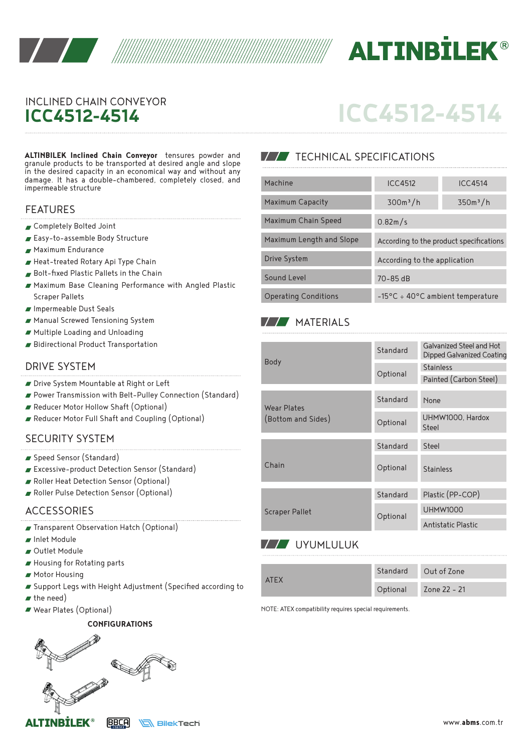# INCLINED CHAIN CONVEYOR
# ICC4512-4514

**ALTINBILEK Inclined Chain Conveyor** tensures powder and granule products to be transported at desired angle and slope in the desired capacity in an economical way and without any damage. It has a double-chambered, completely closed, and impermeable structure

## FEATURES

- Completely Bolted Joint
- Easy-to-assemble Body Structure
- Maximum Endurance
- Heat-treated Rotary Api Type Chain
- Bolt-fixed Plastic Pallets in the Chain
- Maximum Base Cleaning Performance with Angled Plastic Scraper Pallets
- Impermeable Dust Seals
- Manual Screwed Tensioning System
- Multiple Loading and Unloading
- Bidirectional Product Transportation

## DRIVE SYSTEM

- Drive System Mountable at Right or Left
- Power Transmission with Belt-Pulley Connection (Standard)
- Reducer Motor Hollow Shaft (Optional)
- Reducer Motor Full Shaft and Coupling (Optional)

## SECURITY SYSTEM

- Speed Sensor (Standard)
- Excessive-product Detection Sensor (Standard)
- Roller Heat Detection Sensor (Optional)
- Roller Pulse Detection Sensor (Optional)

## ACCESSORIES

- Transparent Observation Hatch (Optional)
- Inlet Module
- Outlet Module
- Housing for Rotating parts
- Motor Housing
- Support Legs with Height Adjustment (Specified according to
- the need)
- Wear Plates (Optional)

**CONFIGURATIONS**

## TECHNICAL SPECIFICATIONS

| Machine | ICC4512 | ICC4514 |
|---|---|---|
| Maximum Capacity | 300m³/h | 350m³/h |
| Maximum Chain Speed | 0.82m/s | |
| Maximum Length and Slope | According to the product specifications | |
| Drive System | According to the application | |
| Sound Level | 70-85 dB | |
| Operating Conditions | -15°C ÷ 40°C ambient temperature | |

## MATERIALS

| | | |
|---|---|---|
| Body | Standard | Galvanized Steel and Hot Dipped Galvanized Coating |
| | Optional | Stainless |
| | | Painted (Carbon Steel) |
| Wear Plates (Bottom and Sides) | Standard | None |
| | Optional | UHMW1000, Hardox Steel |
| Chain | Standard | Steel |
| | Optional | Stainless |
| Scraper Pallet | Standard | Plastic (PP-COP) |
| | Optional | UHMW1000 |
| | | Antistatic Plastic |

## UYUMLULUK

| | | |
|---|---|---|
| ATEX | Standard | Out of Zone |
| | Optional | Zone 22 - 21 |

NOTE: ATEX compatibility requires special requirements.

www.abms.com.tr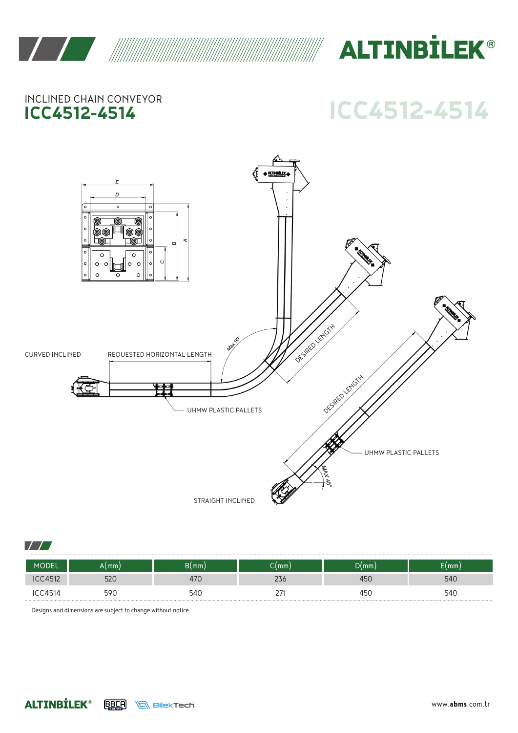INCLINED CHAIN CONVEYOR

# ICC4512-4514

CURVED INCLINED

REQUESTED HORIZONTAL LENGTH

Max 90°

DESIRED LENGTH

UHMW PLASTIC PALLETS

DESIRED LENGTH

UHMW PLASTIC PALLETS

MAX 45°

STRAIGHT INCLINED

E

D

B

A

C

| MODEL | A(mm) | B(mm) | C(mm) | D(mm) | E(mm) |
|---|---|---|---|---|---|
| ICC4512 | 520 | 470 | 236 | 450 | 540 |
| ICC4514 | 590 | 540 | 271 | 450 | 540 |

Designs and dimensions are subject to change without notice.

www.abms.com.tr